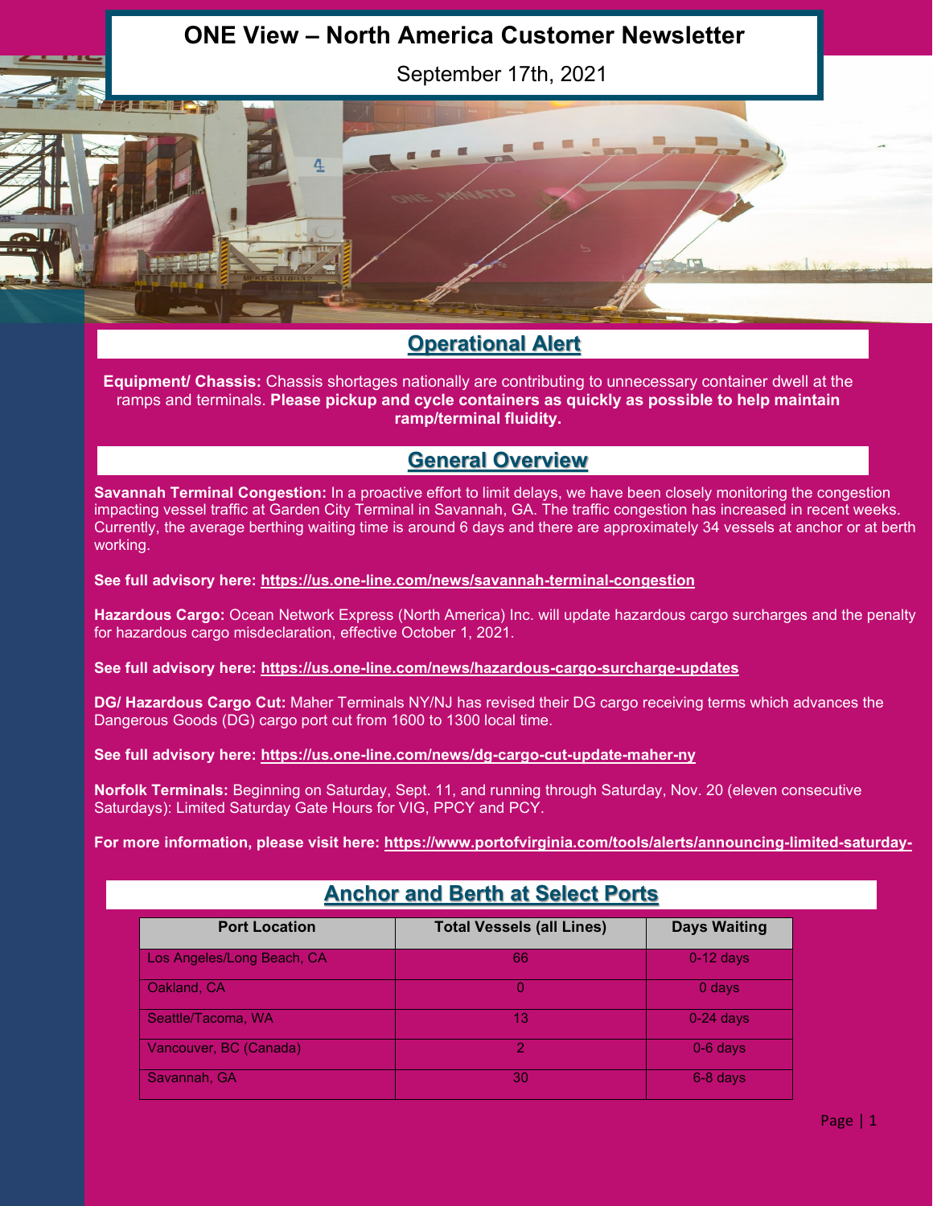# ONE View – North America Customer Newsletter

September 17th, 2021

## Operational Alert

**Equipment/ Chassis:** Chassis shortages nationally are contributing to unnecessary container dwell at the ramps and terminals. **Please pickup and cycle containers as quickly as possible to help maintain ramp/terminal fluidity.**

## General Overview

**Savannah Terminal Congestion:** In a proactive effort to limit delays, we have been closely monitoring the congestion impacting vessel traffic at Garden City Terminal in Savannah, GA. The traffic congestion has increased in recent weeks. Currently, the average berthing waiting time is around 6 days and there are approximately 34 vessels at anchor or at berth working.

**See full advisory here: https://us.one-line.com/news/savannah-terminal-congestion**

**Hazardous Cargo:** Ocean Network Express (North America) Inc. will update hazardous cargo surcharges and the penalty for hazardous cargo misdeclaration, effective October 1, 2021.

**See full advisory here: https://us.one-line.com/news/hazardous-cargo-surcharge-updates**

**DG/ Hazardous Cargo Cut:** Maher Terminals NY/NJ has revised their DG cargo receiving terms which advances the Dangerous Goods (DG) cargo port cut from 1600 to 1300 local time.

**See full advisory here: https://us.one-line.com/news/dg-cargo-cut-update-maher-ny**

**Norfolk Terminals:** Beginning on Saturday, Sept. 11, and running through Saturday, Nov. 20 (eleven consecutive Saturdays): Limited Saturday Gate Hours for VIG, PPCY and PCY.

**For more information, please visit here: https://www.portofvirginia.com/tools/alerts/announcing-limited-saturday-**

## Anchor and Berth at Select Ports

| Port Location | Total Vessels (all Lines) | Days Waiting |
|---|---|---|
| Los Angeles/Long Beach, CA | 66 | 0-12 days |
| Oakland, CA | 0 | 0 days |
| Seattle/Tacoma, WA | 13 | 0-24 days |
| Vancouver, BC (Canada) | 2 | 0-6 days |
| Savannah, GA | 30 | 6-8 days |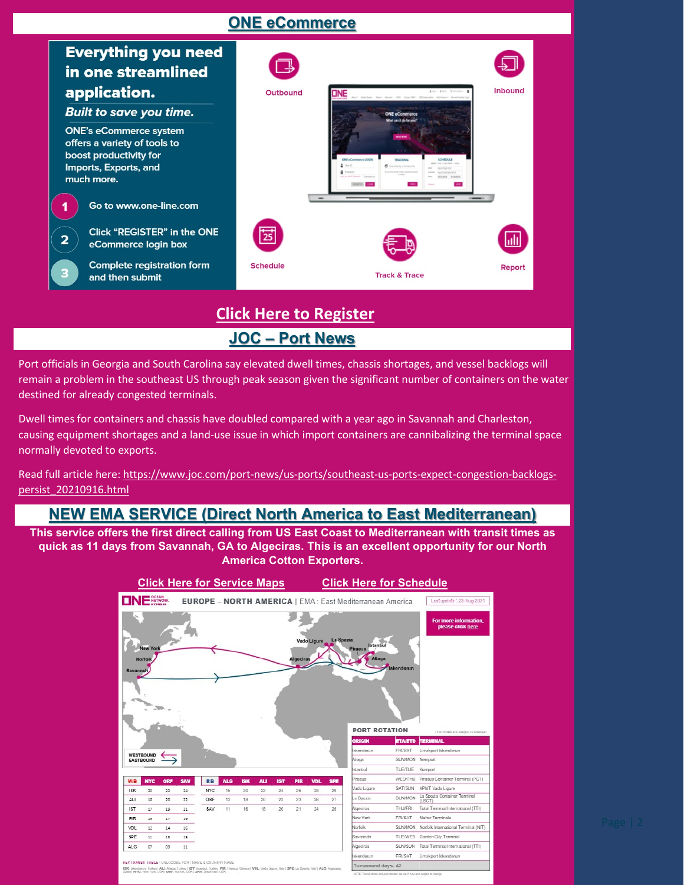## ONE eCommerce

**Everything you need in one streamlined application.**

***Built to save you time.***

ONE's eCommerce system offers a variety of tools to boost productivity for Imports, Exports, and much more.

1. Go to www.one-line.com
2. Click "REGISTER" in the ONE eCommerce login box
3. Complete registration form and then submit

Outbound | Inbound | Schedule | Track & Trace | Report

**Click Here to Register**

## JOC – Port News

Port officials in Georgia and South Carolina say elevated dwell times, chassis shortages, and vessel backlogs will remain a problem in the southeast US through peak season given the significant number of containers on the water destined for already congested terminals.

Dwell times for containers and chassis have doubled compared with a year ago in Savannah and Charleston, causing equipment shortages and a land-use issue in which import containers are cannibalizing the terminal space normally devoted to exports.

Read full article here: https://www.joc.com/port-news/us-ports/southeast-us-ports-expect-congestion-backlogs-persist_20210916.html

## NEW EMA SERVICE (Direct North America to East Mediterranean)

**This service offers the first direct calling from US East Coast to Mediterranean with transit times as quick as 11 days from Savannah, GA to Algeciras. This is an excellent opportunity for our North America Cotton Exporters.**

**Click Here for Service Maps** **Click Here for Schedule**

ONE OCEAN NETWORK EXPRESS — **EUROPE – NORTH AMERICA** | EMA : East Mediterranean America — Last update : 23-Aug-2021

For more information, please click here

WESTBOUND / EASTBOUND

| W/B | NYC | ORF | SAV |
|---|---|---|---|
| ISK | 20 | 23 | 24 |
| ALI | 18 | 20 | 22 |
| IST | 17 | 19 | 21 |
| PIR | 15 | 17 | 19 |
| VDL | 12 | 14 | 16 |
| SPE | 11 | 13 | 15 |
| ALG | 07 | 09 | 11 |

| E/B | ALG | ISK | ALI | IST | PIR | VDL | SPE |
|---|---|---|---|---|---|---|---|
| NYC | 15 | 20 | 22 | 24 | 25 | 28 | 29 |
| ORF | 13 | 18 | 20 | 22 | 23 | 26 | 27 |
| SAV | 11 | 16 | 18 | 20 | 21 | 24 | 25 |

KEY TRANSIT TABLE - UNLOCODE PORT NAME & COUNTRY NAME

ISK: Iskenderun, Turkey | ALI: Aliaga, Turkey | IST: Istanbul, Turkey | PIR: Piraeus, Greece | VDL: Vado Ligure, Italy | SPE: La Spezia, Italy | ALG: Algeciras, Spain | NYC: New York, USA | ORF: Norfolk, USA | SAV: Savannah, USA

**PORT ROTATION** (Terminals are subject to change)

| ORIGIN | ETA/ETD | TERMINAL |
|---|---|---|
| Iskenderun | FRI/SAT | Limakport Iskenderun |
| Aliaga | SUN/MON | Nemport |
| Istanbul | TUE/TUE | Kumport |
| Piraeus | WED/THU | Piraeus Container Terminal (PCT) |
| Vado Ligure | SAT/SUN | APMT Vado Ligure |
| La Spezia | SUN/MON | La Spezia Container Terminal (LSCT) |
| Algeciras | THU/FRI | Total Terminal International (TTI) |
| New York | FRI/SAT | Maher Terminals |
| Norfolk | SUN/MON | Norfolk International Terminal (NIT) |
| Savannah | TUE/WED | Garden City Terminal |
| Algeciras | SUN/SUN | Total Terminal International (TTI) |
| Iskenderun | FRI/SAT | Limakport Iskenderun |
| Turnaround days: 42 | | |

NOTE: Transit times and port rotation are as of now and subject to change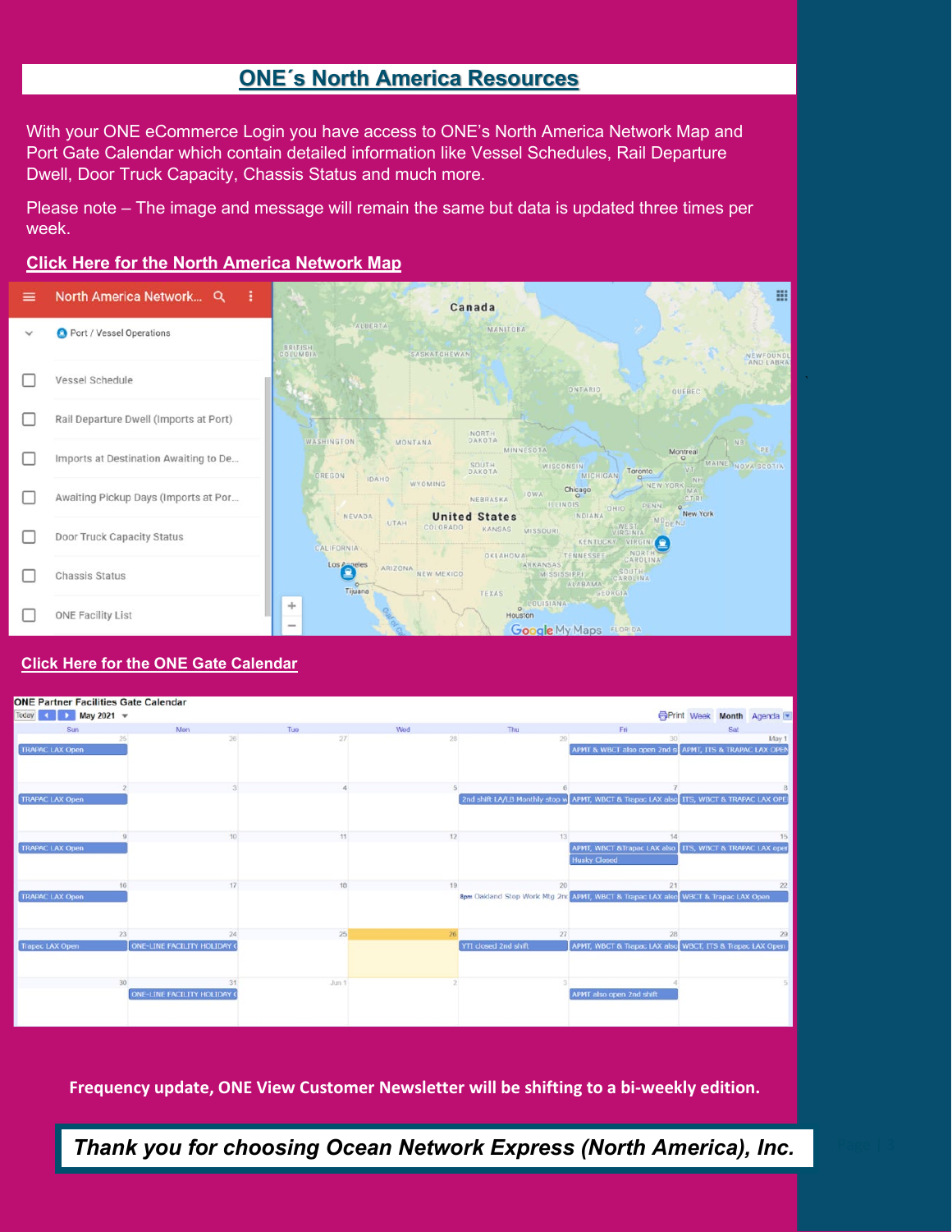## ONE´s North America Resources

With your ONE eCommerce Login you have access to ONE's North America Network Map and Port Gate Calendar which contain detailed information like Vessel Schedules, Rail Departure Dwell, Door Truck Capacity, Chassis Status and much more.

Please note – The image and message will remain the same but data is updated three times per week.

**Click Here for the North America Network Map**

North America Network...

Port / Vessel Operations

- Vessel Schedule
- Rail Departure Dwell (Imports at Port)
- Imports at Destination Awaiting to De...
- Awaiting Pickup Days (Imports at Por...
- Door Truck Capacity Status
- Chassis Status
- ONE Facility List

**Click Here for the ONE Gate Calendar**

ONE Partner Facilities Gate Calendar

May 2021

| Sun | Mon | Tue | Wed | Thu | Fri | Sat |
|---|---|---|---|---|---|---|
| 25 TRAPAC LAX Open | 26 | 27 | 28 | 29 | 30 APMT & WBCT also open 2nd s | May 1 APMT, ITS & TRAPAC LAX OPEN |
| 2 TRAPAC LAX Open | 3 | 4 | 5 | 6 2nd shift LA/LB Monthly stop w | 7 APMT, WBCT & Trapac LAX also | 8 ITS, WBCT & TRAPAC LAX OPE |
| 9 TRAPAC LAX Open | 10 | 11 | 12 | 13 | 14 APMT, WBCT &Trapac LAX also; Husky Closed | 15 ITS, WBCT & TRAPAC LAX oper |
| 16 TRAPAC LAX Open | 17 | 18 | 19 | 20 8pm Oakland Stop Work Mtg 2nd | 21 APMT, WBCT & Trapac LAX also | 22 WBCT & Trapac LAX Open |
| 23 Trapac LAX Open | 24 ONE-LINE FACILITY HOLIDAY ( | 25 | 26 | 27 YTI closed 2nd shift | 28 APMT, WBCT & Trapac LAX also | 29 WBCT, ITS & Trapac LAX Open |
| 30 | 31 ONE-LINE FACILITY HOLIDAY ( | Jun 1 | 2 | 3 | 4 APMT also open 2nd shift | 5 |

**Frequency update, ONE View Customer Newsletter will be shifting to a bi-weekly edition.**

***Thank you for choosing Ocean Network Express (North America), Inc.***